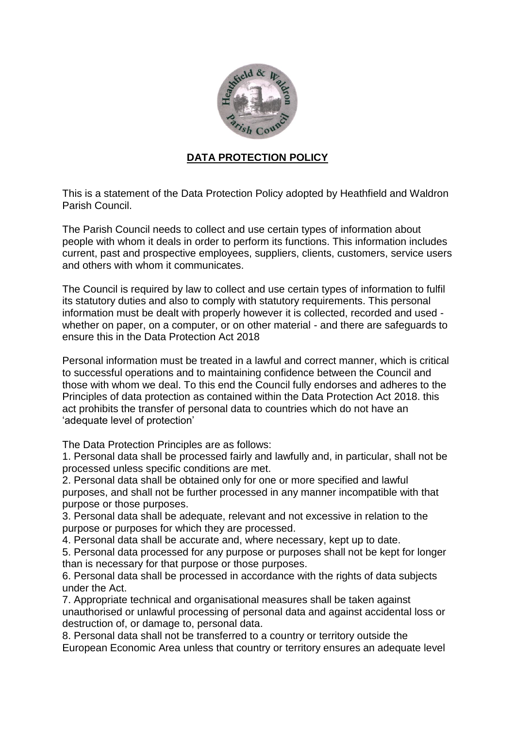# DATA PROTECTION POLICY

This is a statement of the Data Protection Policy adopted by Heathfield and Waldron Parish Council.

The Parish Council needs to collect and use certain types of information about people with whom it deals in order to perform its functions. This information includes current, past and prospective employees, suppliers, clients, customers, service users and others with whom it communicates.

The Council is required by law to collect and use certain types of information to fulfil its statutory duties and also to comply with statutory requirements. This personal information must be dealt with properly however it is collected, recorded and used - whether on paper, on a computer, or on other material - and there are safeguards to ensure this in the Data Protection Act 2018

Personal information must be treated in a lawful and correct manner, which is critical to successful operations and to maintaining confidence between the Council and those with whom we deal. To this end the Council fully endorses and adheres to the Principles of data protection as contained within the Data Protection Act 2018. this act prohibits the transfer of personal data to countries which do not have an 'adequate level of protection'

The Data Protection Principles are as follows:

1. Personal data shall be processed fairly and lawfully and, in particular, shall not be processed unless specific conditions are met.
2. Personal data shall be obtained only for one or more specified and lawful purposes, and shall not be further processed in any manner incompatible with that purpose or those purposes.
3. Personal data shall be adequate, relevant and not excessive in relation to the purpose or purposes for which they are processed.
4. Personal data shall be accurate and, where necessary, kept up to date.
5. Personal data processed for any purpose or purposes shall not be kept for longer than is necessary for that purpose or those purposes.
6. Personal data shall be processed in accordance with the rights of data subjects under the Act.
7. Appropriate technical and organisational measures shall be taken against unauthorised or unlawful processing of personal data and against accidental loss or destruction of, or damage to, personal data.
8. Personal data shall not be transferred to a country or territory outside the European Economic Area unless that country or territory ensures an adequate level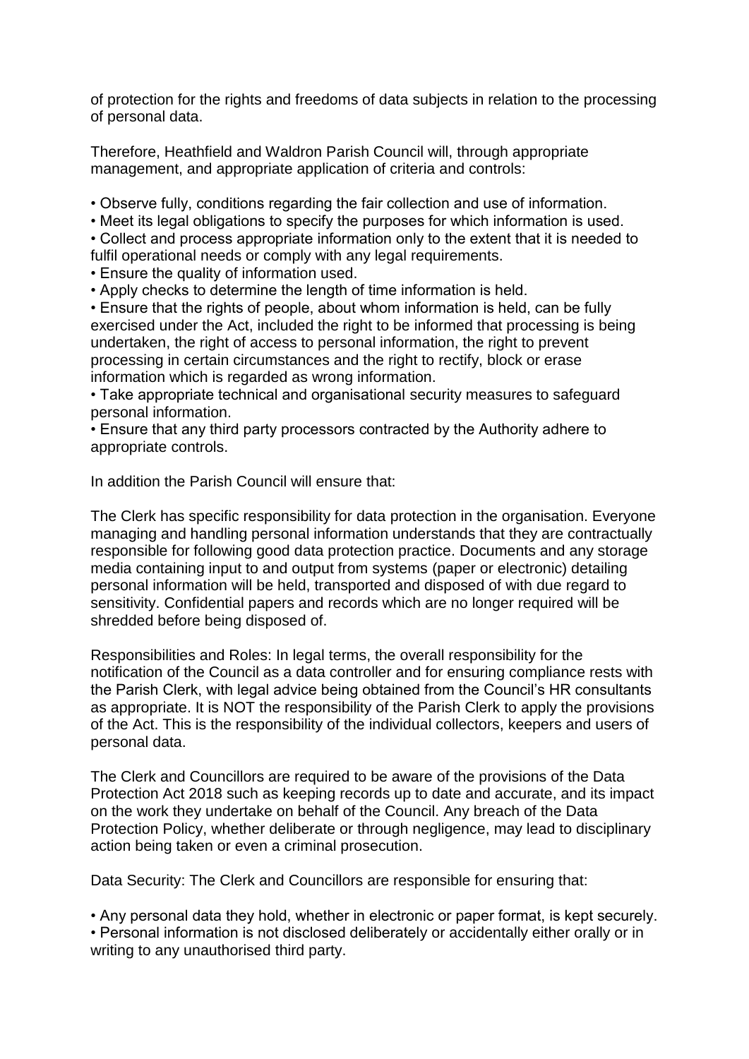of protection for the rights and freedoms of data subjects in relation to the processing of personal data.

Therefore, Heathfield and Waldron Parish Council will, through appropriate management, and appropriate application of criteria and controls:

- Observe fully, conditions regarding the fair collection and use of information.
- Meet its legal obligations to specify the purposes for which information is used.
- Collect and process appropriate information only to the extent that it is needed to fulfil operational needs or comply with any legal requirements.
- Ensure the quality of information used.
- Apply checks to determine the length of time information is held.
- Ensure that the rights of people, about whom information is held, can be fully exercised under the Act, included the right to be informed that processing is being undertaken, the right of access to personal information, the right to prevent processing in certain circumstances and the right to rectify, block or erase information which is regarded as wrong information.
- Take appropriate technical and organisational security measures to safeguard personal information.
- Ensure that any third party processors contracted by the Authority adhere to appropriate controls.

In addition the Parish Council will ensure that:

The Clerk has specific responsibility for data protection in the organisation. Everyone managing and handling personal information understands that they are contractually responsible for following good data protection practice. Documents and any storage media containing input to and output from systems (paper or electronic) detailing personal information will be held, transported and disposed of with due regard to sensitivity. Confidential papers and records which are no longer required will be shredded before being disposed of.

Responsibilities and Roles: In legal terms, the overall responsibility for the notification of the Council as a data controller and for ensuring compliance rests with the Parish Clerk, with legal advice being obtained from the Council's HR consultants as appropriate. It is NOT the responsibility of the Parish Clerk to apply the provisions of the Act. This is the responsibility of the individual collectors, keepers and users of personal data.

The Clerk and Councillors are required to be aware of the provisions of the Data Protection Act 2018 such as keeping records up to date and accurate, and its impact on the work they undertake on behalf of the Council. Any breach of the Data Protection Policy, whether deliberate or through negligence, may lead to disciplinary action being taken or even a criminal prosecution.

Data Security: The Clerk and Councillors are responsible for ensuring that:

- Any personal data they hold, whether in electronic or paper format, is kept securely.
- Personal information is not disclosed deliberately or accidentally either orally or in writing to any unauthorised third party.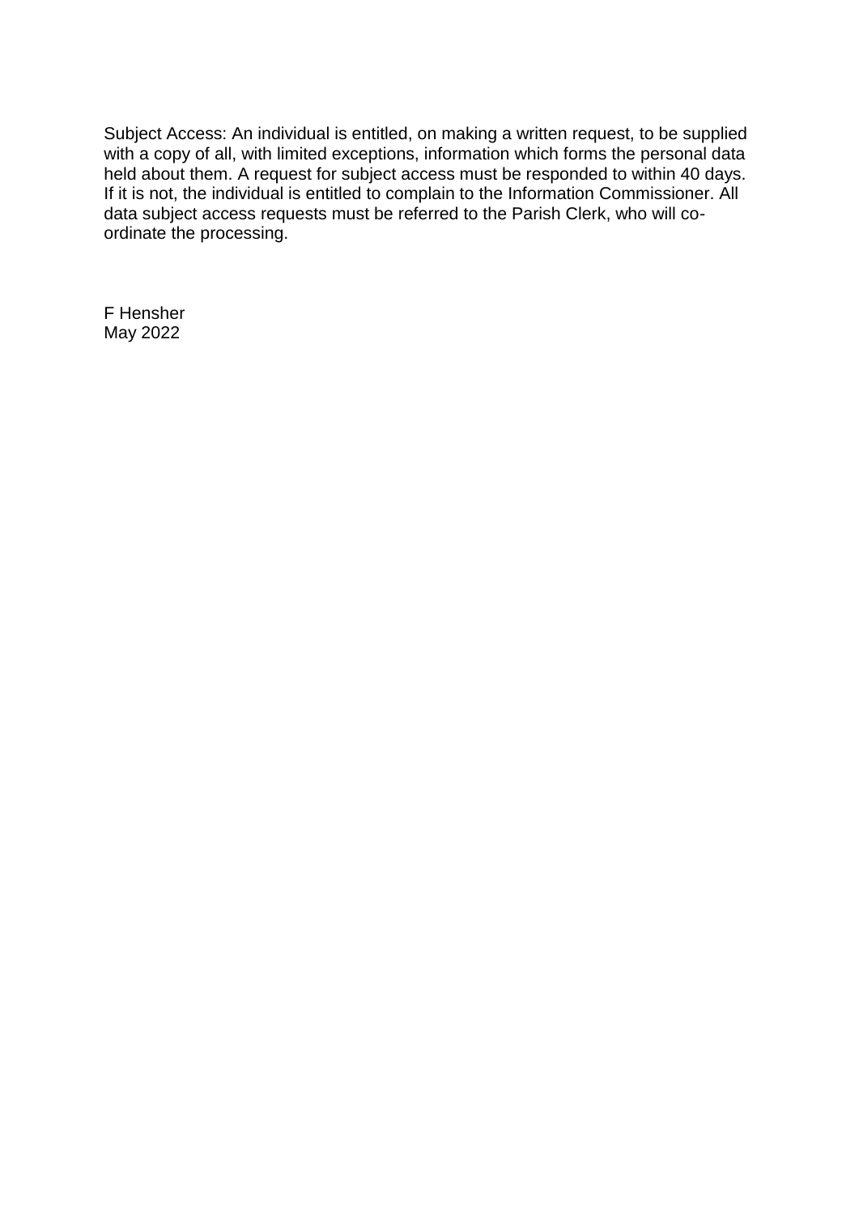Subject Access: An individual is entitled, on making a written request, to be supplied with a copy of all, with limited exceptions, information which forms the personal data held about them. A request for subject access must be responded to within 40 days. If it is not, the individual is entitled to complain to the Information Commissioner. All data subject access requests must be referred to the Parish Clerk, who will co-ordinate the processing.

F Hensher
May 2022